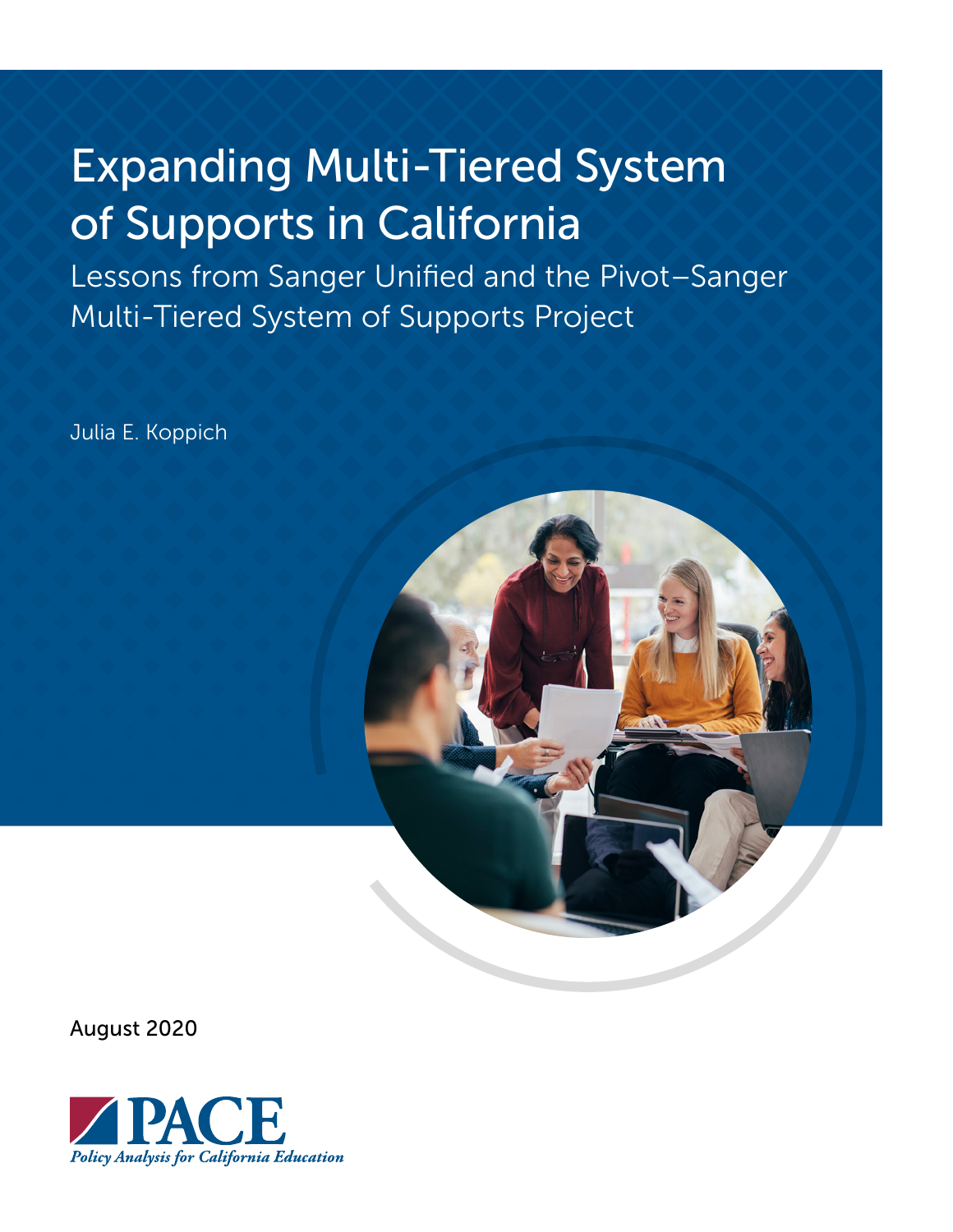# Expanding Multi-Tiered System of Supports in California

## Lessons from Sanger Unified and the Pivot–Sanger Multi-Tiered System of Supports Project

Julia E. Koppich

August 2020

PACE

*Policy Analysis for California Education*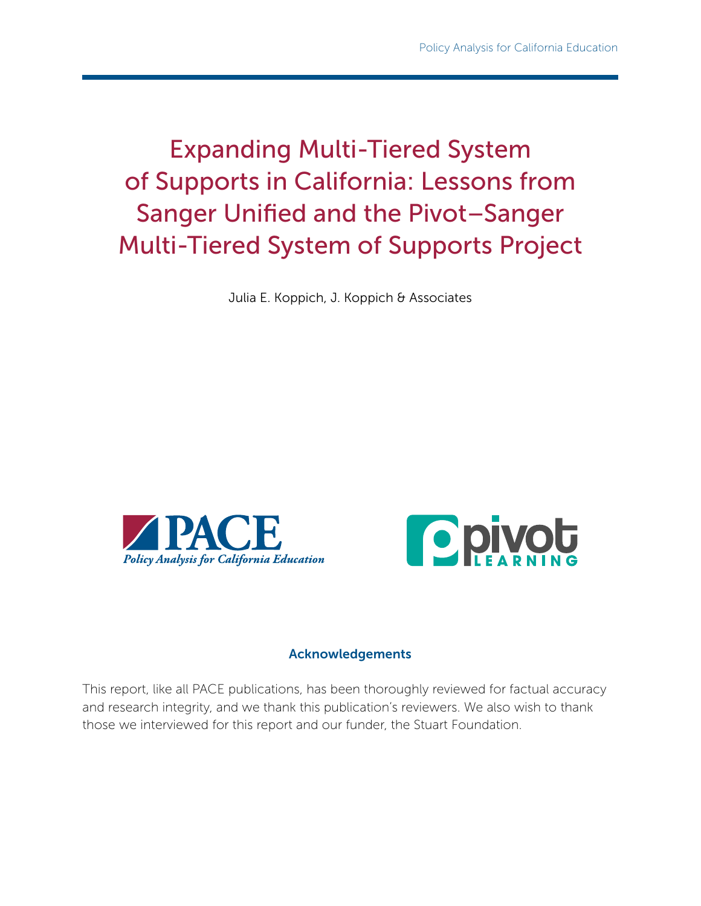# Expanding Multi-Tiered System of Supports in California: Lessons from Sanger Unified and the Pivot–Sanger Multi-Tiered System of Supports Project

Julia E. Koppich, J. Koppich & Associates

## Acknowledgements

This report, like all PACE publications, has been thoroughly reviewed for factual accuracy and research integrity, and we thank this publication's reviewers. We also wish to thank those we interviewed for this report and our funder, the Stuart Foundation.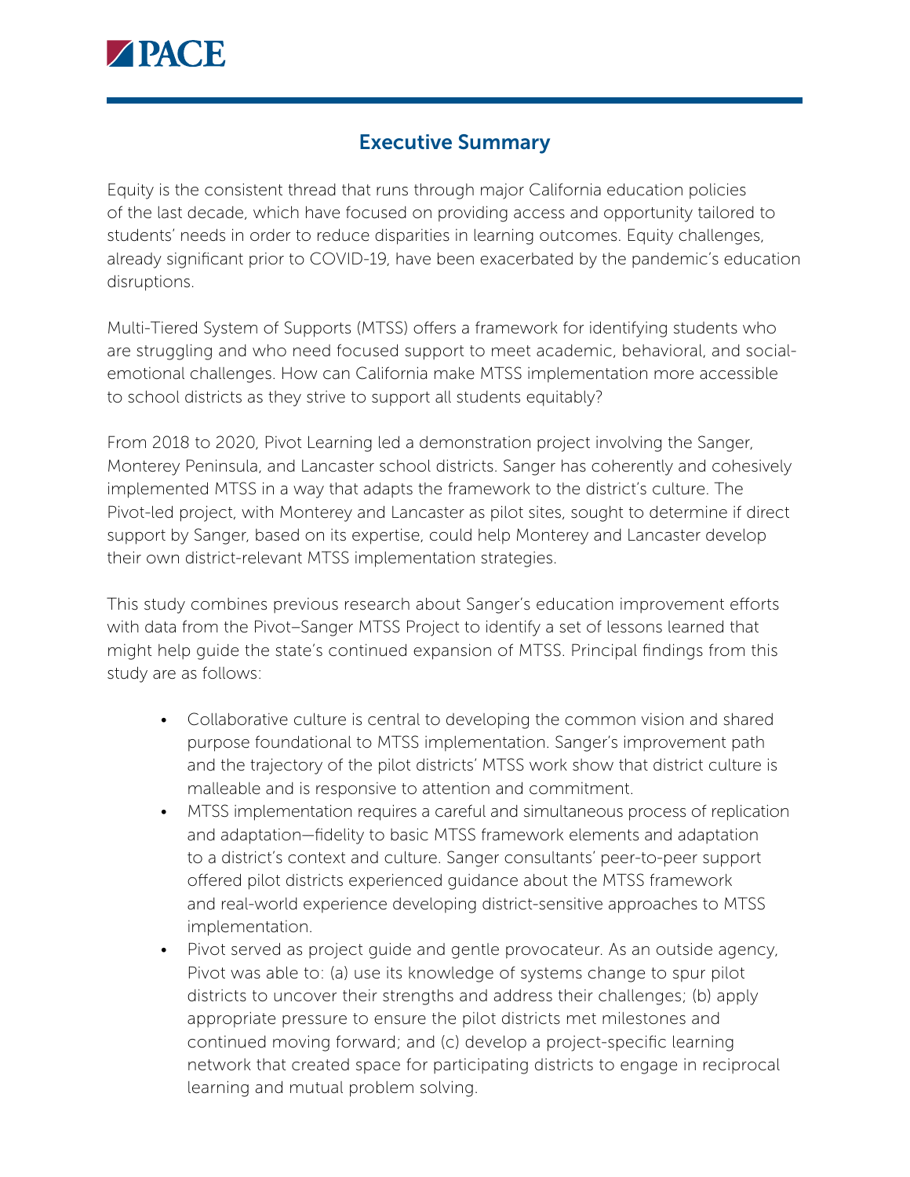## Executive Summary

Equity is the consistent thread that runs through major California education policies of the last decade, which have focused on providing access and opportunity tailored to students' needs in order to reduce disparities in learning outcomes. Equity challenges, already significant prior to COVID-19, have been exacerbated by the pandemic's education disruptions.

Multi-Tiered System of Supports (MTSS) offers a framework for identifying students who are struggling and who need focused support to meet academic, behavioral, and social-emotional challenges. How can California make MTSS implementation more accessible to school districts as they strive to support all students equitably?

From 2018 to 2020, Pivot Learning led a demonstration project involving the Sanger, Monterey Peninsula, and Lancaster school districts. Sanger has coherently and cohesively implemented MTSS in a way that adapts the framework to the district's culture. The Pivot-led project, with Monterey and Lancaster as pilot sites, sought to determine if direct support by Sanger, based on its expertise, could help Monterey and Lancaster develop their own district-relevant MTSS implementation strategies.

This study combines previous research about Sanger's education improvement efforts with data from the Pivot–Sanger MTSS Project to identify a set of lessons learned that might help guide the state's continued expansion of MTSS. Principal findings from this study are as follows:

- Collaborative culture is central to developing the common vision and shared purpose foundational to MTSS implementation. Sanger's improvement path and the trajectory of the pilot districts' MTSS work show that district culture is malleable and is responsive to attention and commitment.
- MTSS implementation requires a careful and simultaneous process of replication and adaptation—fidelity to basic MTSS framework elements and adaptation to a district's context and culture. Sanger consultants' peer-to-peer support offered pilot districts experienced guidance about the MTSS framework and real-world experience developing district-sensitive approaches to MTSS implementation.
- Pivot served as project guide and gentle provocateur. As an outside agency, Pivot was able to: (a) use its knowledge of systems change to spur pilot districts to uncover their strengths and address their challenges; (b) apply appropriate pressure to ensure the pilot districts met milestones and continued moving forward; and (c) develop a project-specific learning network that created space for participating districts to engage in reciprocal learning and mutual problem solving.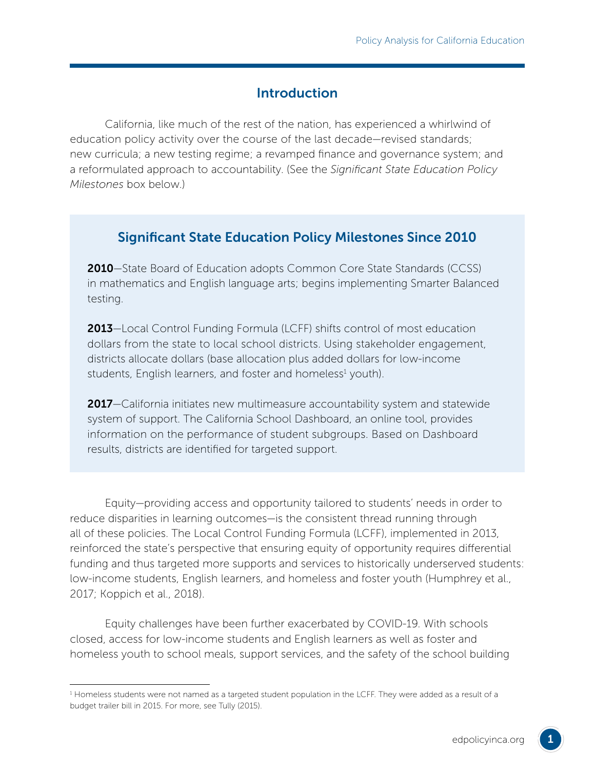## Introduction

California, like much of the rest of the nation, has experienced a whirlwind of education policy activity over the course of the last decade—revised standards; new curricula; a new testing regime; a revamped finance and governance system; and a reformulated approach to accountability. (See the *Significant State Education Policy Milestones* box below.)

### Significant State Education Policy Milestones Since 2010

**2010**—State Board of Education adopts Common Core State Standards (CCSS) in mathematics and English language arts; begins implementing Smarter Balanced testing.

**2013**—Local Control Funding Formula (LCFF) shifts control of most education dollars from the state to local school districts. Using stakeholder engagement, districts allocate dollars (base allocation plus added dollars for low-income students, English learners, and foster and homeless[1] youth).

**2017**—California initiates new multimeasure accountability system and statewide system of support. The California School Dashboard, an online tool, provides information on the performance of student subgroups. Based on Dashboard results, districts are identified for targeted support.

Equity—providing access and opportunity tailored to students' needs in order to reduce disparities in learning outcomes—is the consistent thread running through all of these policies. The Local Control Funding Formula (LCFF), implemented in 2013, reinforced the state's perspective that ensuring equity of opportunity requires differential funding and thus targeted more supports and services to historically underserved students: low-income students, English learners, and homeless and foster youth (Humphrey et al., 2017; Koppich et al., 2018).

Equity challenges have been further exacerbated by COVID-19. With schools closed, access for low-income students and English learners as well as foster and homeless youth to school meals, support services, and the safety of the school building

[1] Homeless students were not named as a targeted student population in the LCFF. They were added as a result of a budget trailer bill in 2015. For more, see Tully (2015).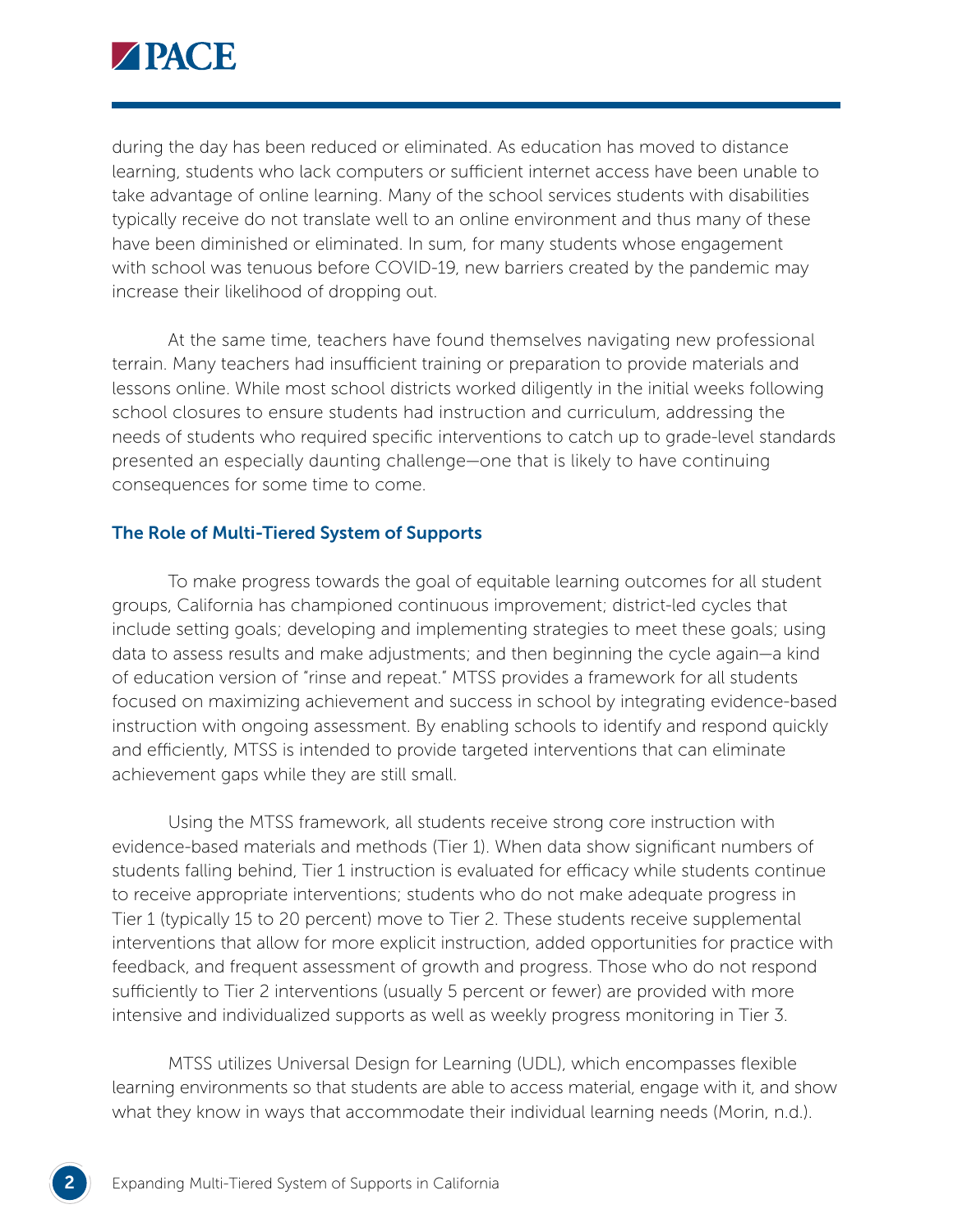during the day has been reduced or eliminated. As education has moved to distance learning, students who lack computers or sufficient internet access have been unable to take advantage of online learning. Many of the school services students with disabilities typically receive do not translate well to an online environment and thus many of these have been diminished or eliminated. In sum, for many students whose engagement with school was tenuous before COVID-19, new barriers created by the pandemic may increase their likelihood of dropping out.

At the same time, teachers have found themselves navigating new professional terrain. Many teachers had insufficient training or preparation to provide materials and lessons online. While most school districts worked diligently in the initial weeks following school closures to ensure students had instruction and curriculum, addressing the needs of students who required specific interventions to catch up to grade-level standards presented an especially daunting challenge—one that is likely to have continuing consequences for some time to come.

### The Role of Multi-Tiered System of Supports

To make progress towards the goal of equitable learning outcomes for all student groups, California has championed continuous improvement; district-led cycles that include setting goals; developing and implementing strategies to meet these goals; using data to assess results and make adjustments; and then beginning the cycle again—a kind of education version of "rinse and repeat." MTSS provides a framework for all students focused on maximizing achievement and success in school by integrating evidence-based instruction with ongoing assessment. By enabling schools to identify and respond quickly and efficiently, MTSS is intended to provide targeted interventions that can eliminate achievement gaps while they are still small.

Using the MTSS framework, all students receive strong core instruction with evidence-based materials and methods (Tier 1). When data show significant numbers of students falling behind, Tier 1 instruction is evaluated for efficacy while students continue to receive appropriate interventions; students who do not make adequate progress in Tier 1 (typically 15 to 20 percent) move to Tier 2. These students receive supplemental interventions that allow for more explicit instruction, added opportunities for practice with feedback, and frequent assessment of growth and progress. Those who do not respond sufficiently to Tier 2 interventions (usually 5 percent or fewer) are provided with more intensive and individualized supports as well as weekly progress monitoring in Tier 3.

MTSS utilizes Universal Design for Learning (UDL), which encompasses flexible learning environments so that students are able to access material, engage with it, and show what they know in ways that accommodate their individual learning needs (Morin, n.d.).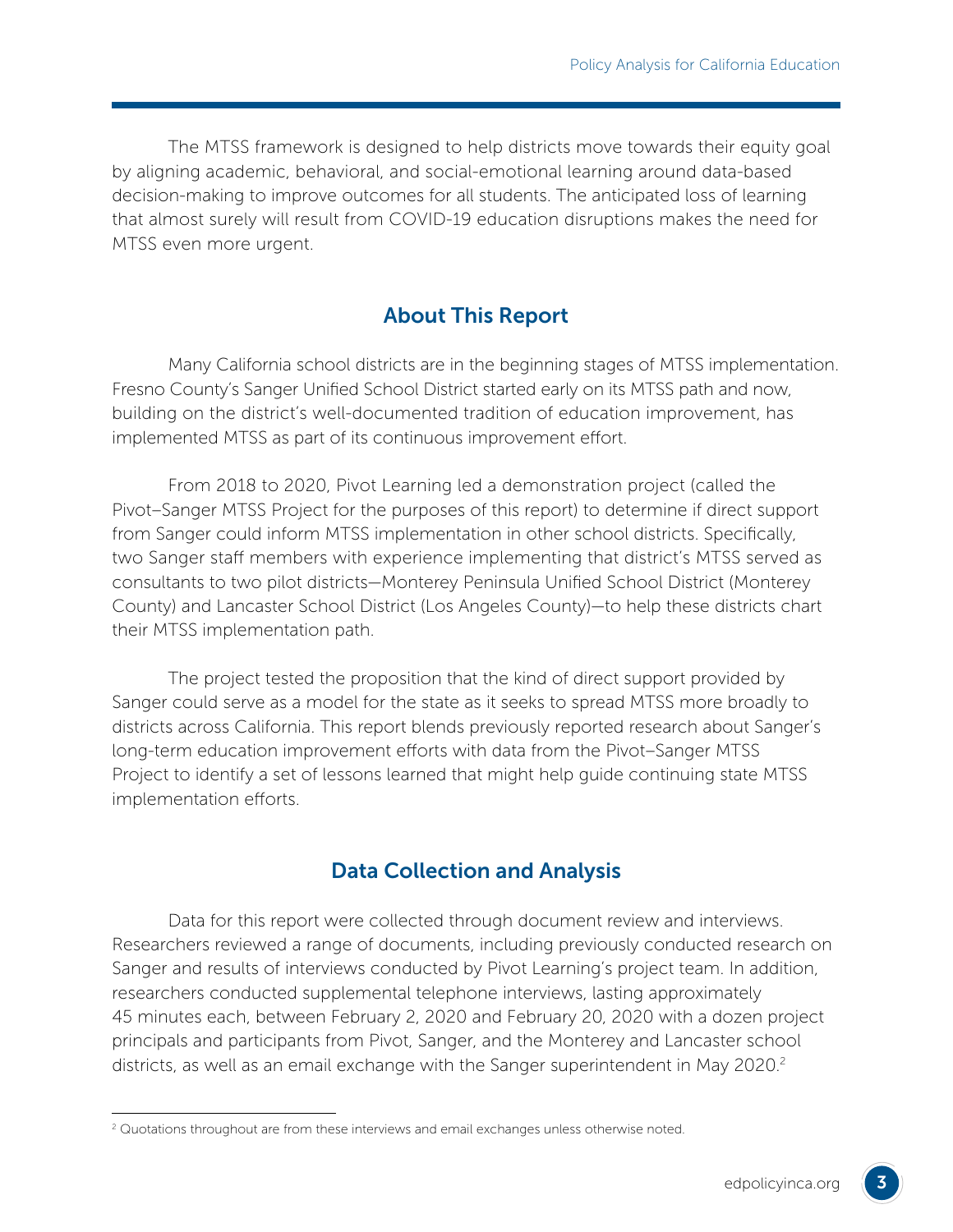The MTSS framework is designed to help districts move towards their equity goal by aligning academic, behavioral, and social-emotional learning around data-based decision-making to improve outcomes for all students. The anticipated loss of learning that almost surely will result from COVID-19 education disruptions makes the need for MTSS even more urgent.

## About This Report

Many California school districts are in the beginning stages of MTSS implementation. Fresno County's Sanger Unified School District started early on its MTSS path and now, building on the district's well-documented tradition of education improvement, has implemented MTSS as part of its continuous improvement effort.

From 2018 to 2020, Pivot Learning led a demonstration project (called the Pivot–Sanger MTSS Project for the purposes of this report) to determine if direct support from Sanger could inform MTSS implementation in other school districts. Specifically, two Sanger staff members with experience implementing that district's MTSS served as consultants to two pilot districts—Monterey Peninsula Unified School District (Monterey County) and Lancaster School District (Los Angeles County)—to help these districts chart their MTSS implementation path.

The project tested the proposition that the kind of direct support provided by Sanger could serve as a model for the state as it seeks to spread MTSS more broadly to districts across California. This report blends previously reported research about Sanger's long-term education improvement efforts with data from the Pivot–Sanger MTSS Project to identify a set of lessons learned that might help guide continuing state MTSS implementation efforts.

## Data Collection and Analysis

Data for this report were collected through document review and interviews. Researchers reviewed a range of documents, including previously conducted research on Sanger and results of interviews conducted by Pivot Learning's project team. In addition, researchers conducted supplemental telephone interviews, lasting approximately 45 minutes each, between February 2, 2020 and February 20, 2020 with a dozen project principals and participants from Pivot, Sanger, and the Monterey and Lancaster school districts, as well as an email exchange with the Sanger superintendent in May 2020.[2]

[2] Quotations throughout are from these interviews and email exchanges unless otherwise noted.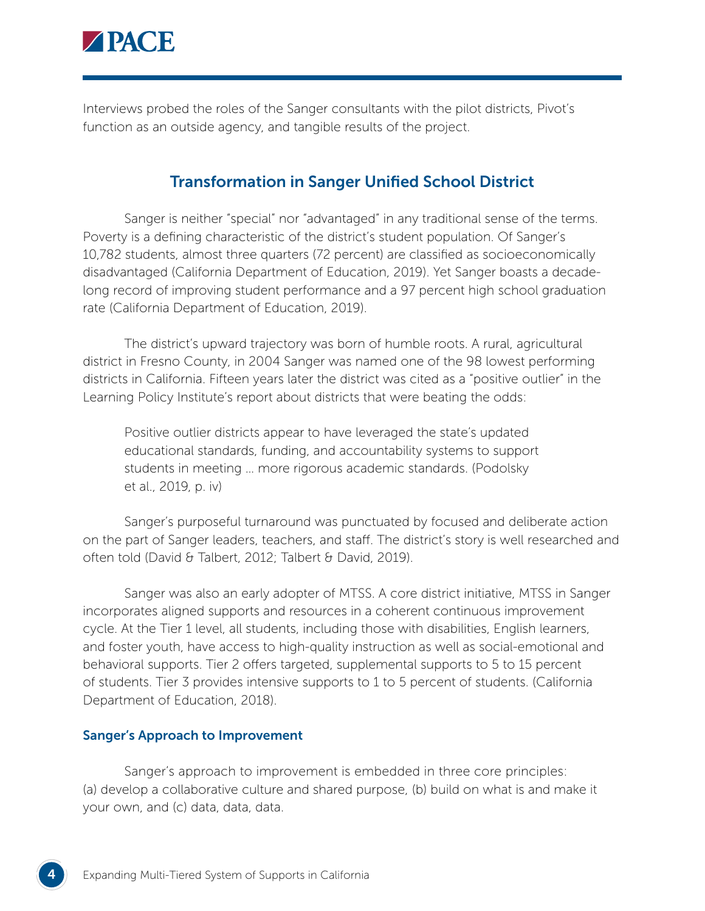Interviews probed the roles of the Sanger consultants with the pilot districts, Pivot's function as an outside agency, and tangible results of the project.

## Transformation in Sanger Unified School District

Sanger is neither "special" nor "advantaged" in any traditional sense of the terms. Poverty is a defining characteristic of the district's student population. Of Sanger's 10,782 students, almost three quarters (72 percent) are classified as socioeconomically disadvantaged (California Department of Education, 2019). Yet Sanger boasts a decade-long record of improving student performance and a 97 percent high school graduation rate (California Department of Education, 2019).

The district's upward trajectory was born of humble roots. A rural, agricultural district in Fresno County, in 2004 Sanger was named one of the 98 lowest performing districts in California. Fifteen years later the district was cited as a "positive outlier" in the Learning Policy Institute's report about districts that were beating the odds:

> Positive outlier districts appear to have leveraged the state's updated educational standards, funding, and accountability systems to support students in meeting … more rigorous academic standards. (Podolsky et al., 2019, p. iv)

Sanger's purposeful turnaround was punctuated by focused and deliberate action on the part of Sanger leaders, teachers, and staff. The district's story is well researched and often told (David & Talbert, 2012; Talbert & David, 2019).

Sanger was also an early adopter of MTSS. A core district initiative, MTSS in Sanger incorporates aligned supports and resources in a coherent continuous improvement cycle. At the Tier 1 level, all students, including those with disabilities, English learners, and foster youth, have access to high-quality instruction as well as social-emotional and behavioral supports. Tier 2 offers targeted, supplemental supports to 5 to 15 percent of students. Tier 3 provides intensive supports to 1 to 5 percent of students. (California Department of Education, 2018).

### Sanger's Approach to Improvement

Sanger's approach to improvement is embedded in three core principles: (a) develop a collaborative culture and shared purpose, (b) build on what is and make it your own, and (c) data, data, data.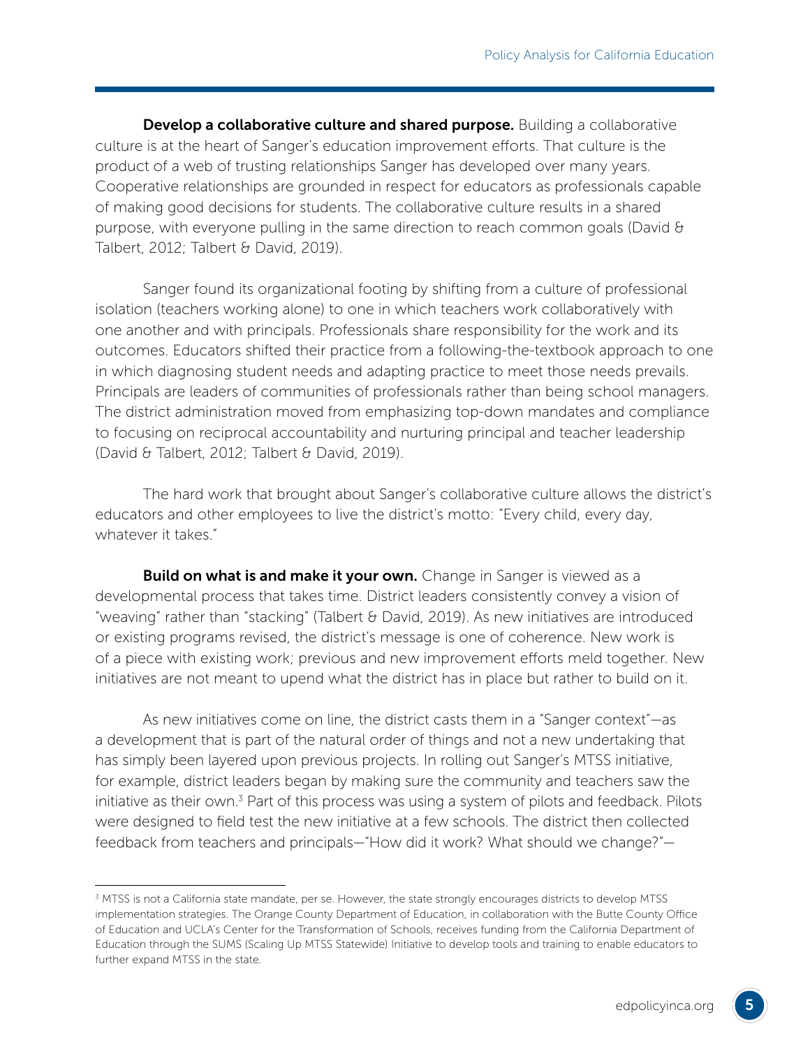**Develop a collaborative culture and shared purpose.** Building a collaborative culture is at the heart of Sanger's education improvement efforts. That culture is the product of a web of trusting relationships Sanger has developed over many years. Cooperative relationships are grounded in respect for educators as professionals capable of making good decisions for students. The collaborative culture results in a shared purpose, with everyone pulling in the same direction to reach common goals (David & Talbert, 2012; Talbert & David, 2019).

Sanger found its organizational footing by shifting from a culture of professional isolation (teachers working alone) to one in which teachers work collaboratively with one another and with principals. Professionals share responsibility for the work and its outcomes. Educators shifted their practice from a following-the-textbook approach to one in which diagnosing student needs and adapting practice to meet those needs prevails. Principals are leaders of communities of professionals rather than being school managers. The district administration moved from emphasizing top-down mandates and compliance to focusing on reciprocal accountability and nurturing principal and teacher leadership (David & Talbert, 2012; Talbert & David, 2019).

The hard work that brought about Sanger's collaborative culture allows the district's educators and other employees to live the district's motto: "Every child, every day, whatever it takes."

**Build on what is and make it your own.** Change in Sanger is viewed as a developmental process that takes time. District leaders consistently convey a vision of "weaving" rather than "stacking" (Talbert & David, 2019). As new initiatives are introduced or existing programs revised, the district's message is one of coherence. New work is of a piece with existing work; previous and new improvement efforts meld together. New initiatives are not meant to upend what the district has in place but rather to build on it.

As new initiatives come on line, the district casts them in a "Sanger context"—as a development that is part of the natural order of things and not a new undertaking that has simply been layered upon previous projects. In rolling out Sanger's MTSS initiative, for example, district leaders began by making sure the community and teachers saw the initiative as their own.[3] Part of this process was using a system of pilots and feedback. Pilots were designed to field test the new initiative at a few schools. The district then collected feedback from teachers and principals—"How did it work? What should we change?"—

[3] MTSS is not a California state mandate, per se. However, the state strongly encourages districts to develop MTSS implementation strategies. The Orange County Department of Education, in collaboration with the Butte County Office of Education and UCLA's Center for the Transformation of Schools, receives funding from the California Department of Education through the SUMS (Scaling Up MTSS Statewide) Initiative to develop tools and training to enable educators to further expand MTSS in the state.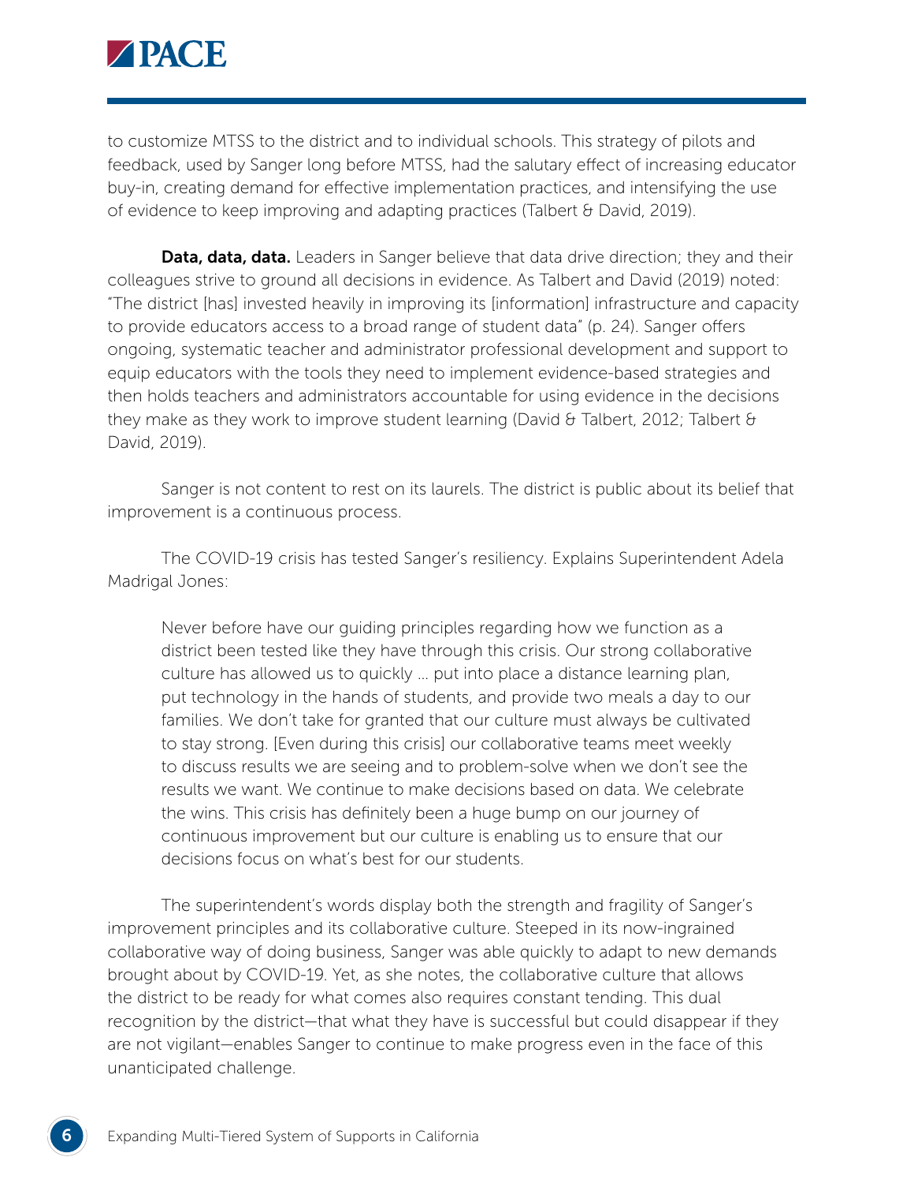to customize MTSS to the district and to individual schools. This strategy of pilots and feedback, used by Sanger long before MTSS, had the salutary effect of increasing educator buy-in, creating demand for effective implementation practices, and intensifying the use of evidence to keep improving and adapting practices (Talbert & David, 2019).

**Data, data, data.** Leaders in Sanger believe that data drive direction; they and their colleagues strive to ground all decisions in evidence. As Talbert and David (2019) noted: "The district [has] invested heavily in improving its [information] infrastructure and capacity to provide educators access to a broad range of student data" (p. 24). Sanger offers ongoing, systematic teacher and administrator professional development and support to equip educators with the tools they need to implement evidence-based strategies and then holds teachers and administrators accountable for using evidence in the decisions they make as they work to improve student learning (David & Talbert, 2012; Talbert & David, 2019).

Sanger is not content to rest on its laurels. The district is public about its belief that improvement is a continuous process.

The COVID-19 crisis has tested Sanger's resiliency. Explains Superintendent Adela Madrigal Jones:

> Never before have our guiding principles regarding how we function as a district been tested like they have through this crisis. Our strong collaborative culture has allowed us to quickly … put into place a distance learning plan, put technology in the hands of students, and provide two meals a day to our families. We don't take for granted that our culture must always be cultivated to stay strong. [Even during this crisis] our collaborative teams meet weekly to discuss results we are seeing and to problem-solve when we don't see the results we want. We continue to make decisions based on data. We celebrate the wins. This crisis has definitely been a huge bump on our journey of continuous improvement but our culture is enabling us to ensure that our decisions focus on what's best for our students.

The superintendent's words display both the strength and fragility of Sanger's improvement principles and its collaborative culture. Steeped in its now-ingrained collaborative way of doing business, Sanger was able quickly to adapt to new demands brought about by COVID-19. Yet, as she notes, the collaborative culture that allows the district to be ready for what comes also requires constant tending. This dual recognition by the district—that what they have is successful but could disappear if they are not vigilant—enables Sanger to continue to make progress even in the face of this unanticipated challenge.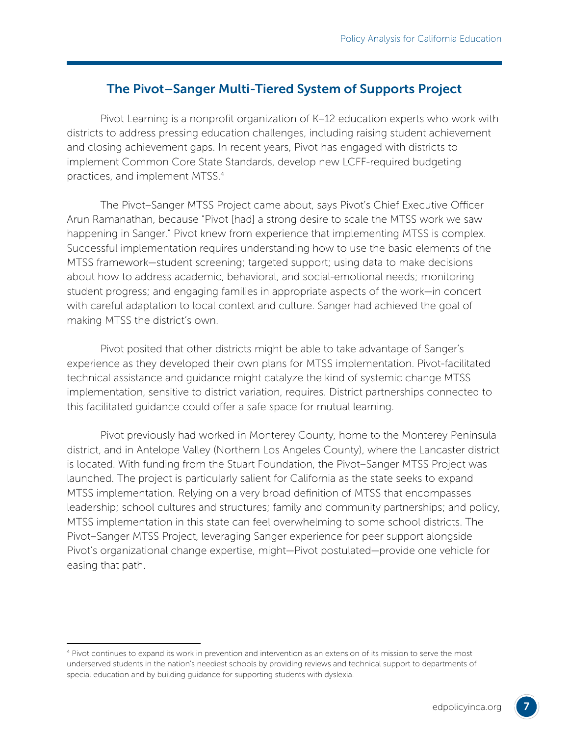## The Pivot–Sanger Multi-Tiered System of Supports Project

Pivot Learning is a nonprofit organization of K–12 education experts who work with districts to address pressing education challenges, including raising student achievement and closing achievement gaps. In recent years, Pivot has engaged with districts to implement Common Core State Standards, develop new LCFF-required budgeting practices, and implement MTSS.[4]

The Pivot–Sanger MTSS Project came about, says Pivot's Chief Executive Officer Arun Ramanathan, because "Pivot [had] a strong desire to scale the MTSS work we saw happening in Sanger." Pivot knew from experience that implementing MTSS is complex. Successful implementation requires understanding how to use the basic elements of the MTSS framework—student screening; targeted support; using data to make decisions about how to address academic, behavioral, and social-emotional needs; monitoring student progress; and engaging families in appropriate aspects of the work—in concert with careful adaptation to local context and culture. Sanger had achieved the goal of making MTSS the district's own.

Pivot posited that other districts might be able to take advantage of Sanger's experience as they developed their own plans for MTSS implementation. Pivot-facilitated technical assistance and guidance might catalyze the kind of systemic change MTSS implementation, sensitive to district variation, requires. District partnerships connected to this facilitated guidance could offer a safe space for mutual learning.

Pivot previously had worked in Monterey County, home to the Monterey Peninsula district, and in Antelope Valley (Northern Los Angeles County), where the Lancaster district is located. With funding from the Stuart Foundation, the Pivot–Sanger MTSS Project was launched. The project is particularly salient for California as the state seeks to expand MTSS implementation. Relying on a very broad definition of MTSS that encompasses leadership; school cultures and structures; family and community partnerships; and policy, MTSS implementation in this state can feel overwhelming to some school districts. The Pivot–Sanger MTSS Project, leveraging Sanger experience for peer support alongside Pivot's organizational change expertise, might—Pivot postulated—provide one vehicle for easing that path.

---

[4] Pivot continues to expand its work in prevention and intervention as an extension of its mission to serve the most underserved students in the nation's neediest schools by providing reviews and technical support to departments of special education and by building guidance for supporting students with dyslexia.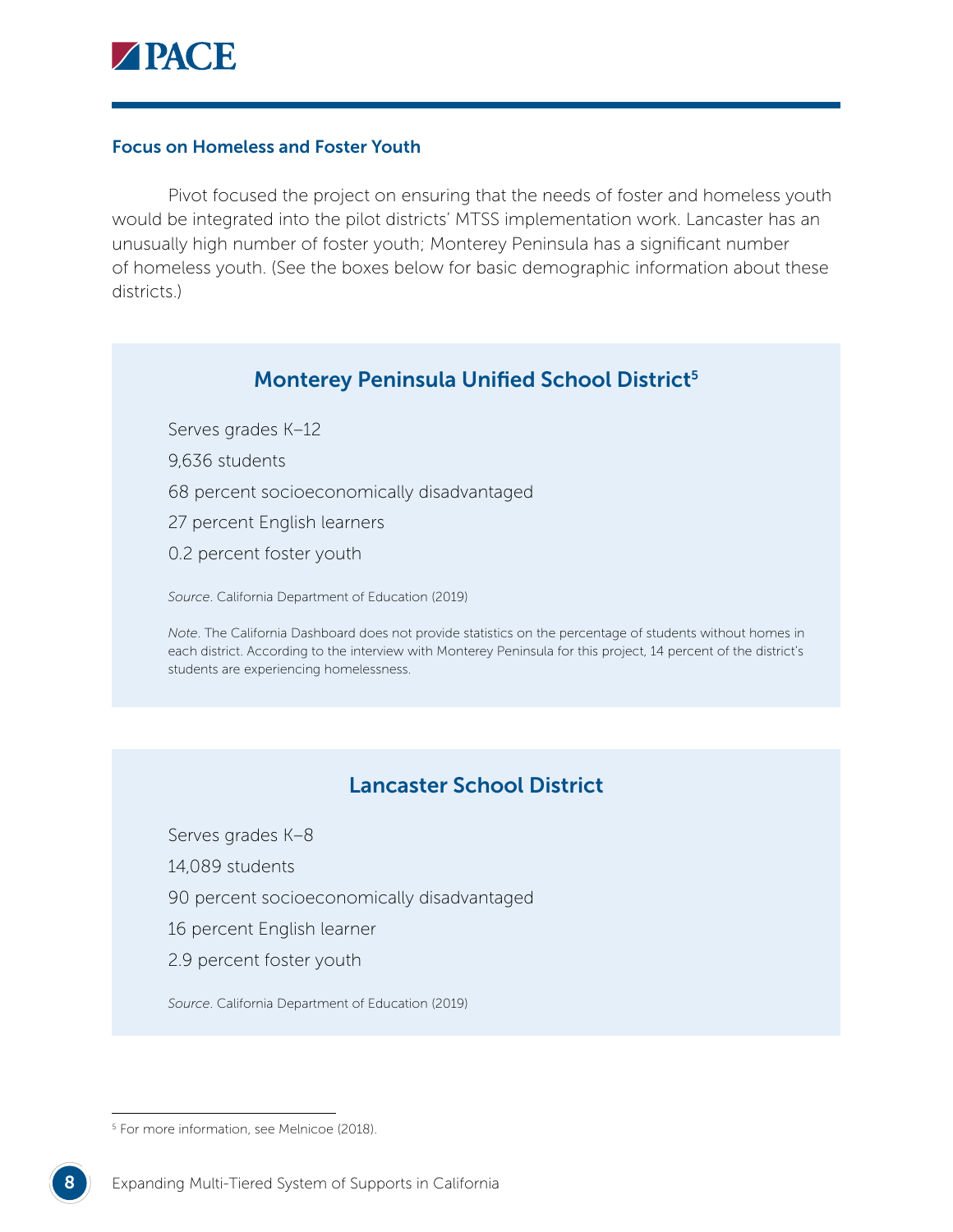### Focus on Homeless and Foster Youth

Pivot focused the project on ensuring that the needs of foster and homeless youth would be integrated into the pilot districts' MTSS implementation work. Lancaster has an unusually high number of foster youth; Monterey Peninsula has a significant number of homeless youth. (See the boxes below for basic demographic information about these districts.)

#### Monterey Peninsula Unified School District[5]

Serves grades K–12

9,636 students

68 percent socioeconomically disadvantaged

27 percent English learners

0.2 percent foster youth

*Source*. California Department of Education (2019)

*Note*. The California Dashboard does not provide statistics on the percentage of students without homes in each district. According to the interview with Monterey Peninsula for this project, 14 percent of the district's students are experiencing homelessness.

#### Lancaster School District

Serves grades K–8

14,089 students

90 percent socioeconomically disadvantaged

16 percent English learner

2.9 percent foster youth

*Source*. California Department of Education (2019)

[5] For more information, see Melnicoe (2018).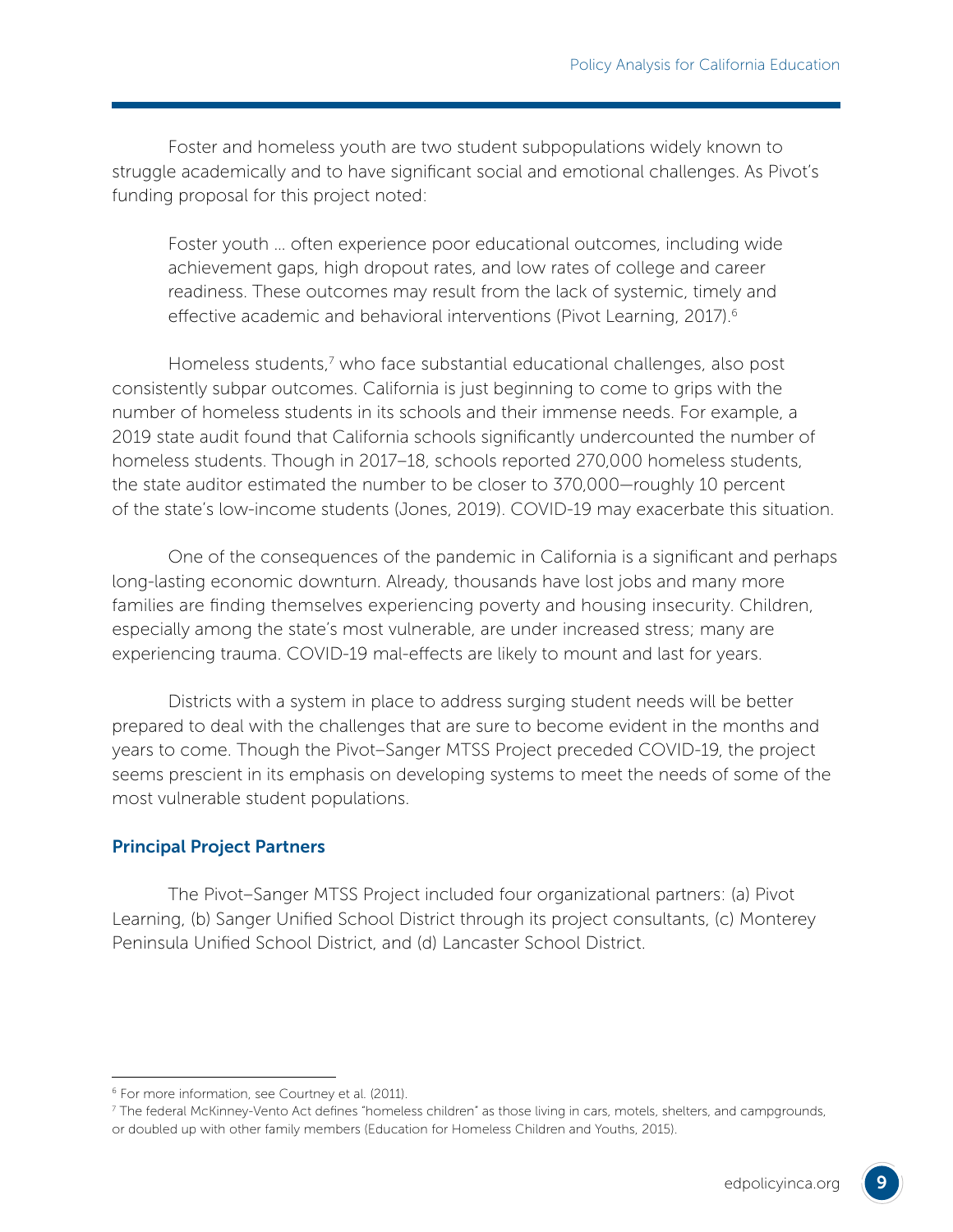Foster and homeless youth are two student subpopulations widely known to struggle academically and to have significant social and emotional challenges. As Pivot's funding proposal for this project noted:

> Foster youth … often experience poor educational outcomes, including wide achievement gaps, high dropout rates, and low rates of college and career readiness. These outcomes may result from the lack of systemic, timely and effective academic and behavioral interventions (Pivot Learning, 2017).[6]

Homeless students,[7] who face substantial educational challenges, also post consistently subpar outcomes. California is just beginning to come to grips with the number of homeless students in its schools and their immense needs. For example, a 2019 state audit found that California schools significantly undercounted the number of homeless students. Though in 2017–18, schools reported 270,000 homeless students, the state auditor estimated the number to be closer to 370,000—roughly 10 percent of the state's low-income students (Jones, 2019). COVID-19 may exacerbate this situation.

One of the consequences of the pandemic in California is a significant and perhaps long-lasting economic downturn. Already, thousands have lost jobs and many more families are finding themselves experiencing poverty and housing insecurity. Children, especially among the state's most vulnerable, are under increased stress; many are experiencing trauma. COVID-19 mal-effects are likely to mount and last for years.

Districts with a system in place to address surging student needs will be better prepared to deal with the challenges that are sure to become evident in the months and years to come. Though the Pivot–Sanger MTSS Project preceded COVID-19, the project seems prescient in its emphasis on developing systems to meet the needs of some of the most vulnerable student populations.

### Principal Project Partners

The Pivot–Sanger MTSS Project included four organizational partners: (a) Pivot Learning, (b) Sanger Unified School District through its project consultants, (c) Monterey Peninsula Unified School District, and (d) Lancaster School District.

---

[6] For more information, see Courtney et al. (2011).

[7] The federal McKinney-Vento Act defines "homeless children" as those living in cars, motels, shelters, and campgrounds, or doubled up with other family members (Education for Homeless Children and Youths, 2015).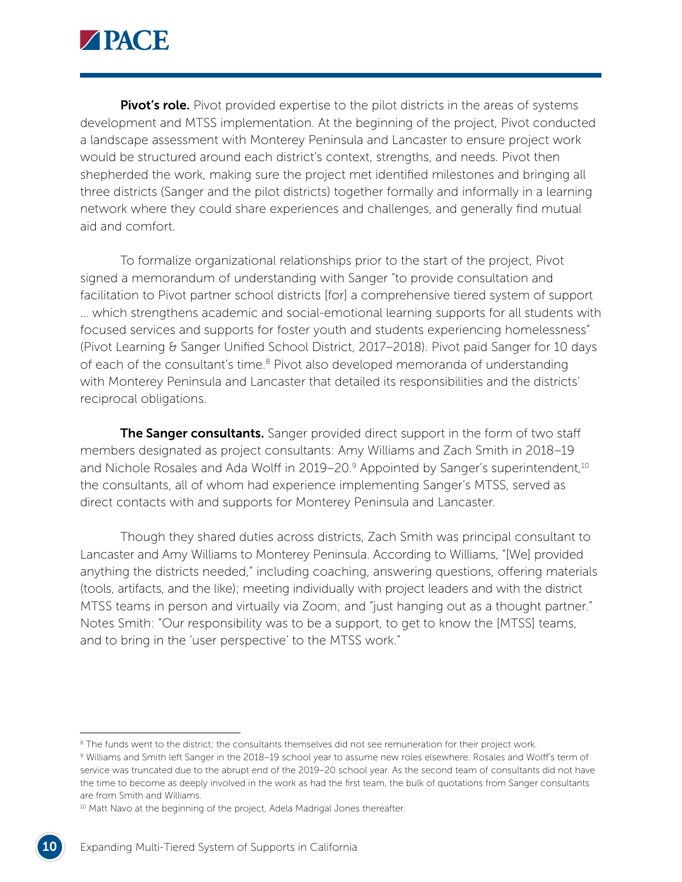**Pivot's role.** Pivot provided expertise to the pilot districts in the areas of systems development and MTSS implementation. At the beginning of the project, Pivot conducted a landscape assessment with Monterey Peninsula and Lancaster to ensure project work would be structured around each district's context, strengths, and needs. Pivot then shepherded the work, making sure the project met identified milestones and bringing all three districts (Sanger and the pilot districts) together formally and informally in a learning network where they could share experiences and challenges, and generally find mutual aid and comfort.

To formalize organizational relationships prior to the start of the project, Pivot signed a memorandum of understanding with Sanger "to provide consultation and facilitation to Pivot partner school districts [for] a comprehensive tiered system of support … which strengthens academic and social-emotional learning supports for all students with focused services and supports for foster youth and students experiencing homelessness" (Pivot Learning & Sanger Unified School District, 2017–2018). Pivot paid Sanger for 10 days of each of the consultant's time.[8] Pivot also developed memoranda of understanding with Monterey Peninsula and Lancaster that detailed its responsibilities and the districts' reciprocal obligations.

**The Sanger consultants.** Sanger provided direct support in the form of two staff members designated as project consultants: Amy Williams and Zach Smith in 2018–19 and Nichole Rosales and Ada Wolff in 2019–20.[9] Appointed by Sanger's superintendent,[10] the consultants, all of whom had experience implementing Sanger's MTSS, served as direct contacts with and supports for Monterey Peninsula and Lancaster.

Though they shared duties across districts, Zach Smith was principal consultant to Lancaster and Amy Williams to Monterey Peninsula. According to Williams, "[We] provided anything the districts needed," including coaching, answering questions, offering materials (tools, artifacts, and the like); meeting individually with project leaders and with the district MTSS teams in person and virtually via Zoom; and "just hanging out as a thought partner." Notes Smith: "Our responsibility was to be a support, to get to know the [MTSS] teams, and to bring in the 'user perspective' to the MTSS work."

---

[8] The funds went to the district; the consultants themselves did not see remuneration for their project work.

[9] Williams and Smith left Sanger in the 2018–19 school year to assume new roles elsewhere. Rosales and Wolff's term of service was truncated due to the abrupt end of the 2019–20 school year. As the second team of consultants did not have the time to become as deeply involved in the work as had the first team, the bulk of quotations from Sanger consultants are from Smith and Williams.

[10] Matt Navo at the beginning of the project, Adela Madrigal Jones thereafter.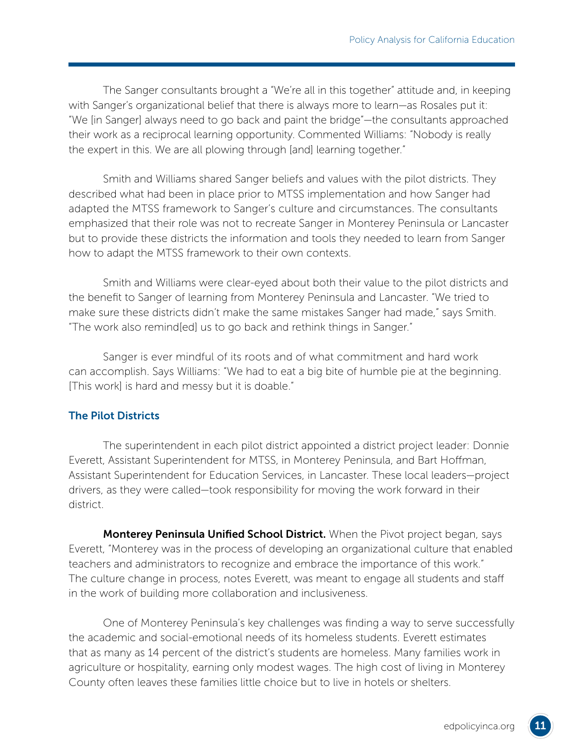The Sanger consultants brought a "We're all in this together" attitude and, in keeping with Sanger's organizational belief that there is always more to learn—as Rosales put it: "We [in Sanger] always need to go back and paint the bridge"—the consultants approached their work as a reciprocal learning opportunity. Commented Williams: "Nobody is really the expert in this. We are all plowing through [and] learning together."

Smith and Williams shared Sanger beliefs and values with the pilot districts. They described what had been in place prior to MTSS implementation and how Sanger had adapted the MTSS framework to Sanger's culture and circumstances. The consultants emphasized that their role was not to recreate Sanger in Monterey Peninsula or Lancaster but to provide these districts the information and tools they needed to learn from Sanger how to adapt the MTSS framework to their own contexts.

Smith and Williams were clear-eyed about both their value to the pilot districts and the benefit to Sanger of learning from Monterey Peninsula and Lancaster. "We tried to make sure these districts didn't make the same mistakes Sanger had made," says Smith. "The work also remind[ed] us to go back and rethink things in Sanger."

Sanger is ever mindful of its roots and of what commitment and hard work can accomplish. Says Williams: "We had to eat a big bite of humble pie at the beginning. [This work] is hard and messy but it is doable."

### The Pilot Districts

The superintendent in each pilot district appointed a district project leader: Donnie Everett, Assistant Superintendent for MTSS, in Monterey Peninsula, and Bart Hoffman, Assistant Superintendent for Education Services, in Lancaster. These local leaders—project drivers, as they were called—took responsibility for moving the work forward in their district.

**Monterey Peninsula Unified School District.** When the Pivot project began, says Everett, "Monterey was in the process of developing an organizational culture that enabled teachers and administrators to recognize and embrace the importance of this work." The culture change in process, notes Everett, was meant to engage all students and staff in the work of building more collaboration and inclusiveness.

One of Monterey Peninsula's key challenges was finding a way to serve successfully the academic and social-emotional needs of its homeless students. Everett estimates that as many as 14 percent of the district's students are homeless. Many families work in agriculture or hospitality, earning only modest wages. The high cost of living in Monterey County often leaves these families little choice but to live in hotels or shelters.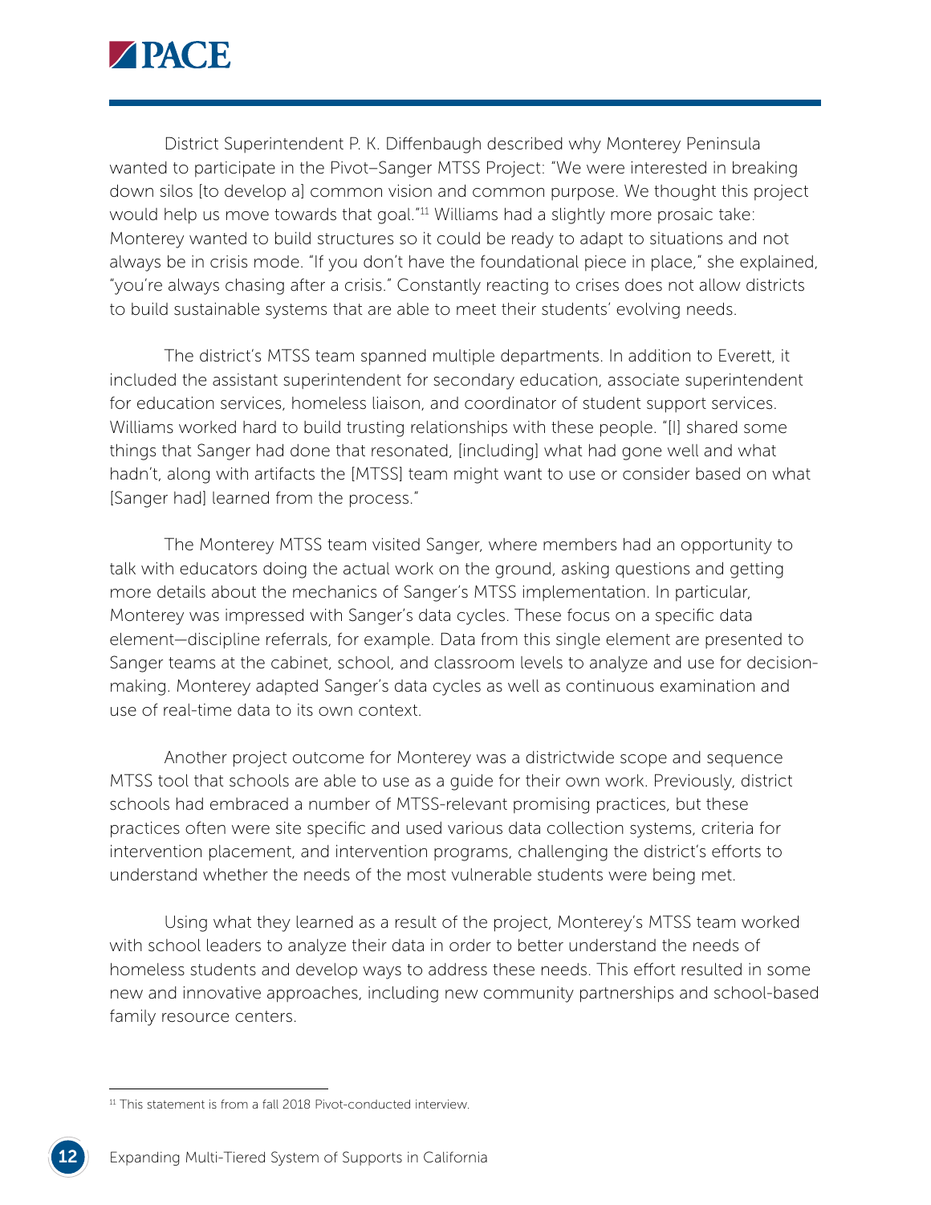District Superintendent P. K. Diffenbaugh described why Monterey Peninsula wanted to participate in the Pivot–Sanger MTSS Project: "We were interested in breaking down silos [to develop a] common vision and common purpose. We thought this project would help us move towards that goal."[11] Williams had a slightly more prosaic take: Monterey wanted to build structures so it could be ready to adapt to situations and not always be in crisis mode. "If you don't have the foundational piece in place," she explained, "you're always chasing after a crisis." Constantly reacting to crises does not allow districts to build sustainable systems that are able to meet their students' evolving needs.

The district's MTSS team spanned multiple departments. In addition to Everett, it included the assistant superintendent for secondary education, associate superintendent for education services, homeless liaison, and coordinator of student support services. Williams worked hard to build trusting relationships with these people. "[I] shared some things that Sanger had done that resonated, [including] what had gone well and what hadn't, along with artifacts the [MTSS] team might want to use or consider based on what [Sanger had] learned from the process."

The Monterey MTSS team visited Sanger, where members had an opportunity to talk with educators doing the actual work on the ground, asking questions and getting more details about the mechanics of Sanger's MTSS implementation. In particular, Monterey was impressed with Sanger's data cycles. These focus on a specific data element—discipline referrals, for example. Data from this single element are presented to Sanger teams at the cabinet, school, and classroom levels to analyze and use for decision-making. Monterey adapted Sanger's data cycles as well as continuous examination and use of real-time data to its own context.

Another project outcome for Monterey was a districtwide scope and sequence MTSS tool that schools are able to use as a guide for their own work. Previously, district schools had embraced a number of MTSS-relevant promising practices, but these practices often were site specific and used various data collection systems, criteria for intervention placement, and intervention programs, challenging the district's efforts to understand whether the needs of the most vulnerable students were being met.

Using what they learned as a result of the project, Monterey's MTSS team worked with school leaders to analyze their data in order to better understand the needs of homeless students and develop ways to address these needs. This effort resulted in some new and innovative approaches, including new community partnerships and school-based family resource centers.

[11] This statement is from a fall 2018 Pivot-conducted interview.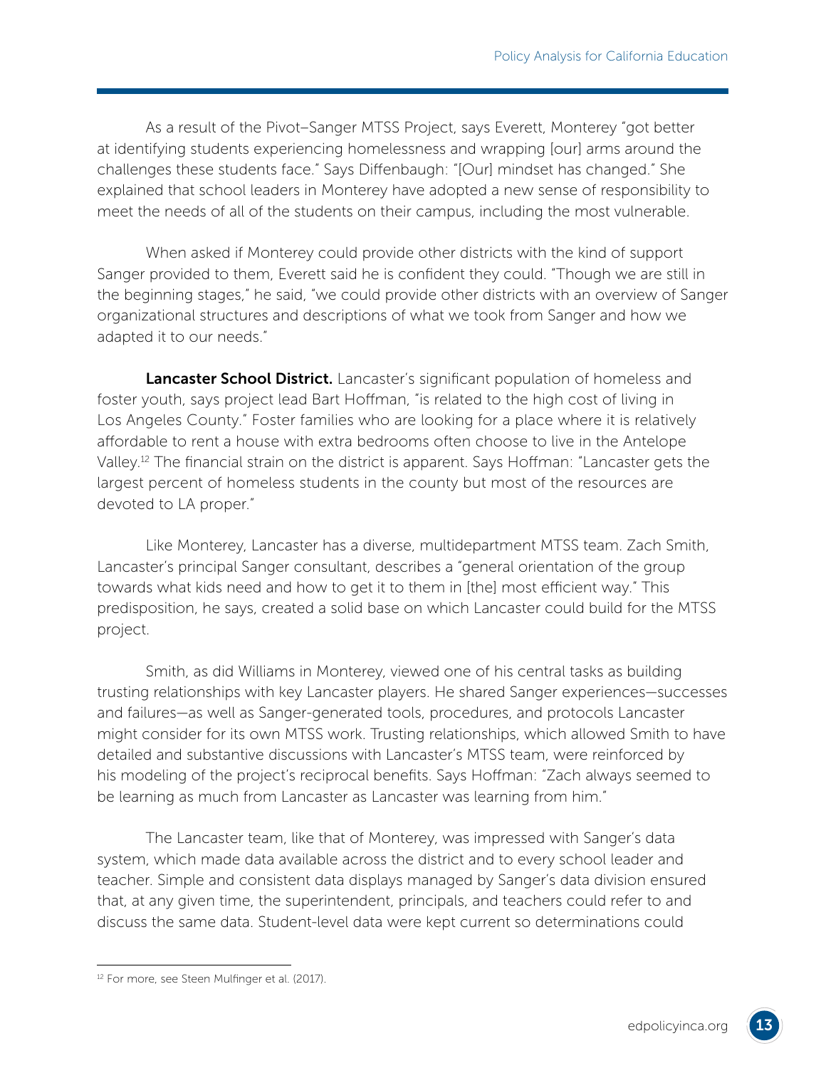As a result of the Pivot–Sanger MTSS Project, says Everett, Monterey "got better at identifying students experiencing homelessness and wrapping [our] arms around the challenges these students face." Says Diffenbaugh: "[Our] mindset has changed." She explained that school leaders in Monterey have adopted a new sense of responsibility to meet the needs of all of the students on their campus, including the most vulnerable.

When asked if Monterey could provide other districts with the kind of support Sanger provided to them, Everett said he is confident they could. "Though we are still in the beginning stages," he said, "we could provide other districts with an overview of Sanger organizational structures and descriptions of what we took from Sanger and how we adapted it to our needs."

**Lancaster School District.** Lancaster's significant population of homeless and foster youth, says project lead Bart Hoffman, "is related to the high cost of living in Los Angeles County." Foster families who are looking for a place where it is relatively affordable to rent a house with extra bedrooms often choose to live in the Antelope Valley.[12] The financial strain on the district is apparent. Says Hoffman: "Lancaster gets the largest percent of homeless students in the county but most of the resources are devoted to LA proper."

Like Monterey, Lancaster has a diverse, multidepartment MTSS team. Zach Smith, Lancaster's principal Sanger consultant, describes a "general orientation of the group towards what kids need and how to get it to them in [the] most efficient way." This predisposition, he says, created a solid base on which Lancaster could build for the MTSS project.

Smith, as did Williams in Monterey, viewed one of his central tasks as building trusting relationships with key Lancaster players. He shared Sanger experiences—successes and failures—as well as Sanger-generated tools, procedures, and protocols Lancaster might consider for its own MTSS work. Trusting relationships, which allowed Smith to have detailed and substantive discussions with Lancaster's MTSS team, were reinforced by his modeling of the project's reciprocal benefits. Says Hoffman: "Zach always seemed to be learning as much from Lancaster as Lancaster was learning from him."

The Lancaster team, like that of Monterey, was impressed with Sanger's data system, which made data available across the district and to every school leader and teacher. Simple and consistent data displays managed by Sanger's data division ensured that, at any given time, the superintendent, principals, and teachers could refer to and discuss the same data. Student-level data were kept current so determinations could

[12] For more, see Steen Mulfinger et al. (2017).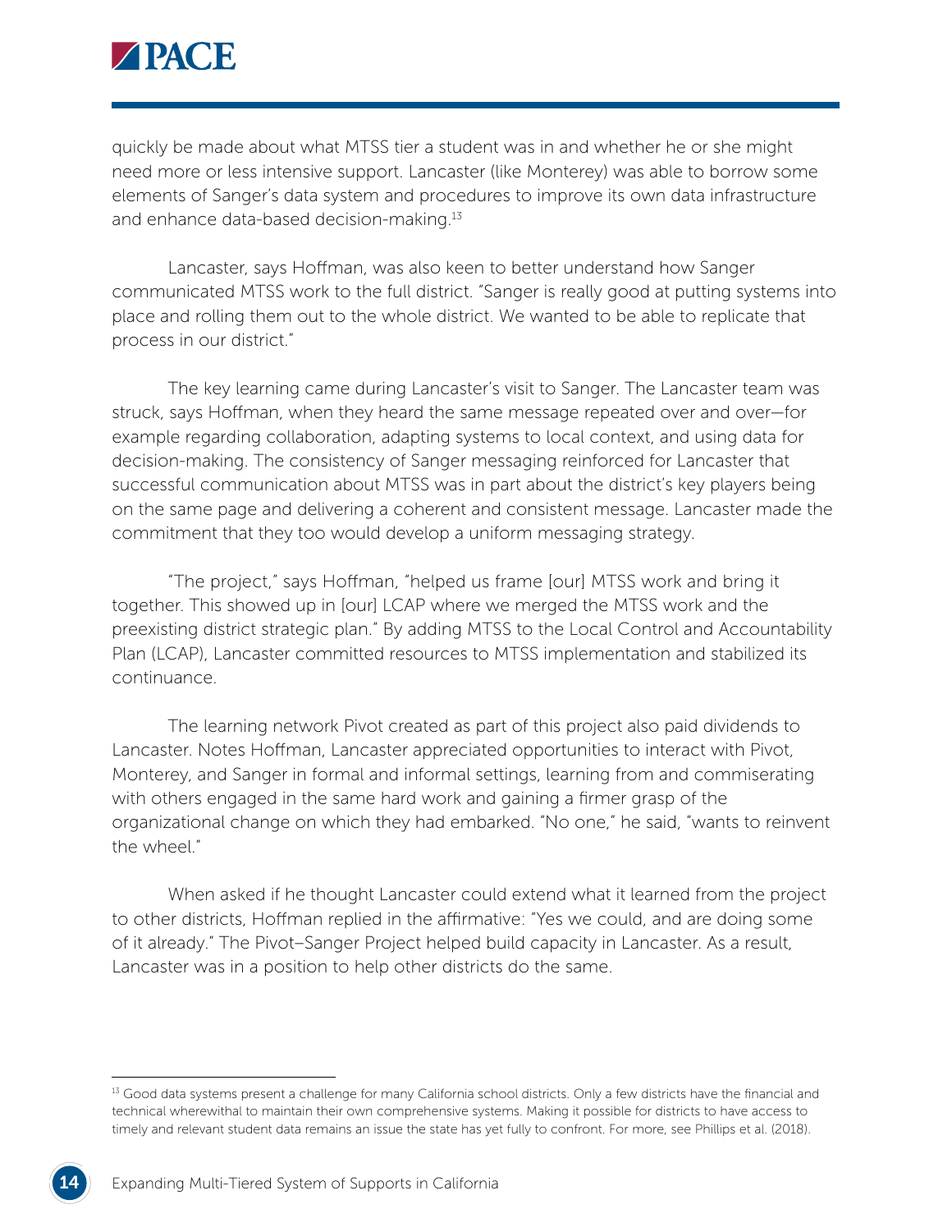quickly be made about what MTSS tier a student was in and whether he or she might need more or less intensive support. Lancaster (like Monterey) was able to borrow some elements of Sanger's data system and procedures to improve its own data infrastructure and enhance data-based decision-making.[13]

Lancaster, says Hoffman, was also keen to better understand how Sanger communicated MTSS work to the full district. "Sanger is really good at putting systems into place and rolling them out to the whole district. We wanted to be able to replicate that process in our district."

The key learning came during Lancaster's visit to Sanger. The Lancaster team was struck, says Hoffman, when they heard the same message repeated over and over—for example regarding collaboration, adapting systems to local context, and using data for decision-making. The consistency of Sanger messaging reinforced for Lancaster that successful communication about MTSS was in part about the district's key players being on the same page and delivering a coherent and consistent message. Lancaster made the commitment that they too would develop a uniform messaging strategy.

"The project," says Hoffman, "helped us frame [our] MTSS work and bring it together. This showed up in [our] LCAP where we merged the MTSS work and the preexisting district strategic plan." By adding MTSS to the Local Control and Accountability Plan (LCAP), Lancaster committed resources to MTSS implementation and stabilized its continuance.

The learning network Pivot created as part of this project also paid dividends to Lancaster. Notes Hoffman, Lancaster appreciated opportunities to interact with Pivot, Monterey, and Sanger in formal and informal settings, learning from and commiserating with others engaged in the same hard work and gaining a firmer grasp of the organizational change on which they had embarked. "No one," he said, "wants to reinvent the wheel."

When asked if he thought Lancaster could extend what it learned from the project to other districts, Hoffman replied in the affirmative: "Yes we could, and are doing some of it already." The Pivot–Sanger Project helped build capacity in Lancaster. As a result, Lancaster was in a position to help other districts do the same.

---

[13] Good data systems present a challenge for many California school districts. Only a few districts have the financial and technical wherewithal to maintain their own comprehensive systems. Making it possible for districts to have access to timely and relevant student data remains an issue the state has yet fully to confront. For more, see Phillips et al. (2018).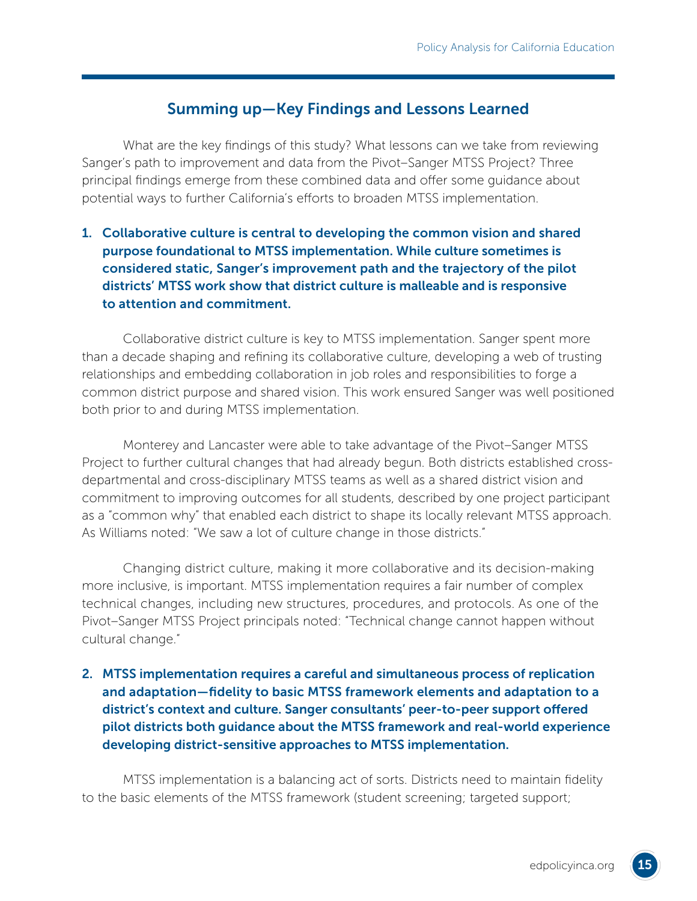## Summing up—Key Findings and Lessons Learned

What are the key findings of this study? What lessons can we take from reviewing Sanger's path to improvement and data from the Pivot–Sanger MTSS Project? Three principal findings emerge from these combined data and offer some guidance about potential ways to further California's efforts to broaden MTSS implementation.

1. **Collaborative culture is central to developing the common vision and shared purpose foundational to MTSS implementation. While culture sometimes is considered static, Sanger's improvement path and the trajectory of the pilot districts' MTSS work show that district culture is malleable and is responsive to attention and commitment.**

Collaborative district culture is key to MTSS implementation. Sanger spent more than a decade shaping and refining its collaborative culture, developing a web of trusting relationships and embedding collaboration in job roles and responsibilities to forge a common district purpose and shared vision. This work ensured Sanger was well positioned both prior to and during MTSS implementation.

Monterey and Lancaster were able to take advantage of the Pivot–Sanger MTSS Project to further cultural changes that had already begun. Both districts established cross-departmental and cross-disciplinary MTSS teams as well as a shared district vision and commitment to improving outcomes for all students, described by one project participant as a "common why" that enabled each district to shape its locally relevant MTSS approach. As Williams noted: "We saw a lot of culture change in those districts."

Changing district culture, making it more collaborative and its decision-making more inclusive, is important. MTSS implementation requires a fair number of complex technical changes, including new structures, procedures, and protocols. As one of the Pivot–Sanger MTSS Project principals noted: "Technical change cannot happen without cultural change."

2. **MTSS implementation requires a careful and simultaneous process of replication and adaptation—fidelity to basic MTSS framework elements and adaptation to a district's context and culture. Sanger consultants' peer-to-peer support offered pilot districts both guidance about the MTSS framework and real-world experience developing district-sensitive approaches to MTSS implementation.**

MTSS implementation is a balancing act of sorts. Districts need to maintain fidelity to the basic elements of the MTSS framework (student screening; targeted support;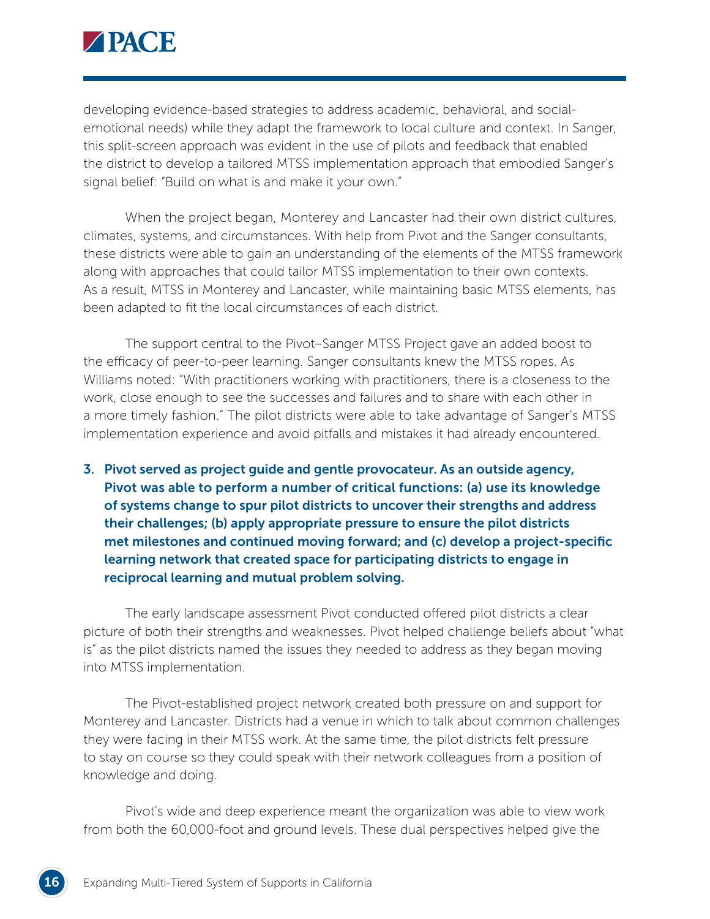developing evidence-based strategies to address academic, behavioral, and social-emotional needs) while they adapt the framework to local culture and context. In Sanger, this split-screen approach was evident in the use of pilots and feedback that enabled the district to develop a tailored MTSS implementation approach that embodied Sanger's signal belief: "Build on what is and make it your own."

When the project began, Monterey and Lancaster had their own district cultures, climates, systems, and circumstances. With help from Pivot and the Sanger consultants, these districts were able to gain an understanding of the elements of the MTSS framework along with approaches that could tailor MTSS implementation to their own contexts. As a result, MTSS in Monterey and Lancaster, while maintaining basic MTSS elements, has been adapted to fit the local circumstances of each district.

The support central to the Pivot–Sanger MTSS Project gave an added boost to the efficacy of peer-to-peer learning. Sanger consultants knew the MTSS ropes. As Williams noted: "With practitioners working with practitioners, there is a closeness to the work, close enough to see the successes and failures and to share with each other in a more timely fashion." The pilot districts were able to take advantage of Sanger's MTSS implementation experience and avoid pitfalls and mistakes it had already encountered.

3. **Pivot served as project guide and gentle provocateur. As an outside agency, Pivot was able to perform a number of critical functions: (a) use its knowledge of systems change to spur pilot districts to uncover their strengths and address their challenges; (b) apply appropriate pressure to ensure the pilot districts met milestones and continued moving forward; and (c) develop a project-specific learning network that created space for participating districts to engage in reciprocal learning and mutual problem solving.**

The early landscape assessment Pivot conducted offered pilot districts a clear picture of both their strengths and weaknesses. Pivot helped challenge beliefs about "what is" as the pilot districts named the issues they needed to address as they began moving into MTSS implementation.

The Pivot-established project network created both pressure on and support for Monterey and Lancaster. Districts had a venue in which to talk about common challenges they were facing in their MTSS work. At the same time, the pilot districts felt pressure to stay on course so they could speak with their network colleagues from a position of knowledge and doing.

Pivot's wide and deep experience meant the organization was able to view work from both the 60,000-foot and ground levels. These dual perspectives helped give the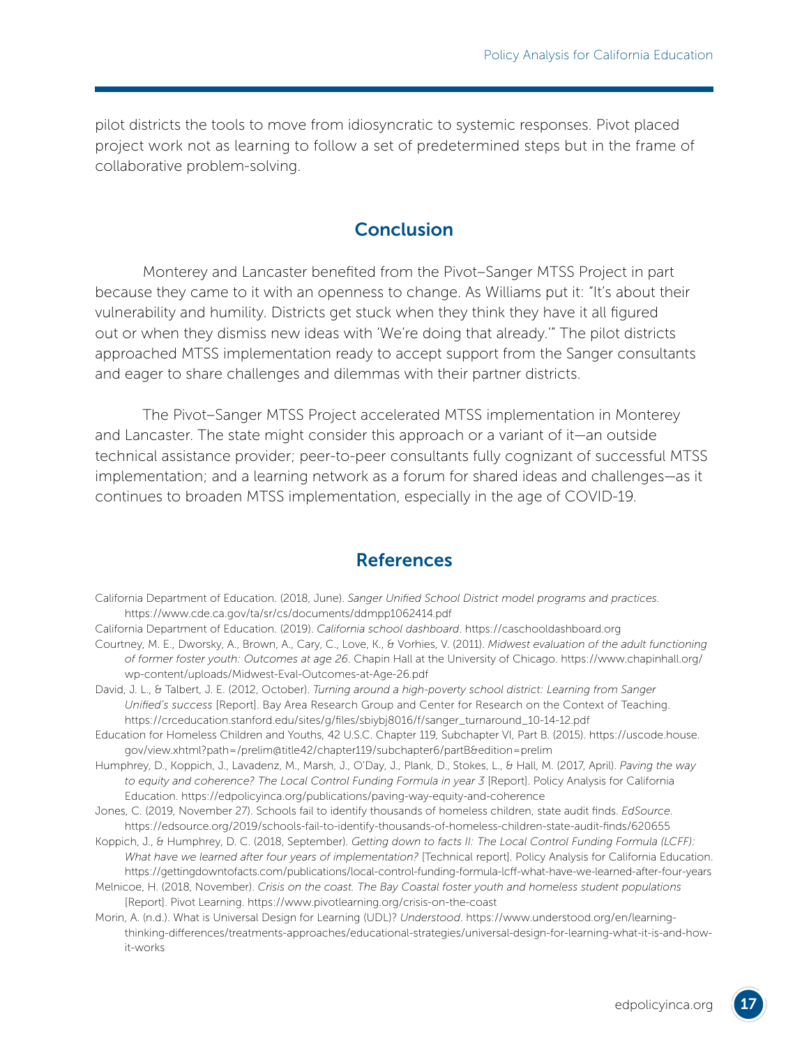pilot districts the tools to move from idiosyncratic to systemic responses. Pivot placed project work not as learning to follow a set of predetermined steps but in the frame of collaborative problem-solving.

## Conclusion

Monterey and Lancaster benefited from the Pivot–Sanger MTSS Project in part because they came to it with an openness to change. As Williams put it: "It's about their vulnerability and humility. Districts get stuck when they think they have it all figured out or when they dismiss new ideas with 'We're doing that already.'" The pilot districts approached MTSS implementation ready to accept support from the Sanger consultants and eager to share challenges and dilemmas with their partner districts.

The Pivot–Sanger MTSS Project accelerated MTSS implementation in Monterey and Lancaster. The state might consider this approach or a variant of it—an outside technical assistance provider; peer-to-peer consultants fully cognizant of successful MTSS implementation; and a learning network as a forum for shared ideas and challenges—as it continues to broaden MTSS implementation, especially in the age of COVID-19.

## References

California Department of Education. (2018, June). *Sanger Unified School District model programs and practices.* https://www.cde.ca.gov/ta/sr/cs/documents/ddmpp1062414.pdf

California Department of Education. (2019). *California school dashboard*. https://caschooldashboard.org

Courtney, M. E., Dworsky, A., Brown, A., Cary, C., Love, K., & Vorhies, V. (2011). *Midwest evaluation of the adult functioning of former foster youth: Outcomes at age 26*. Chapin Hall at the University of Chicago. https://www.chapinhall.org/wp-content/uploads/Midwest-Eval-Outcomes-at-Age-26.pdf

David, J. L., & Talbert, J. E. (2012, October). *Turning around a high-poverty school district: Learning from Sanger Unified's success* [Report]. Bay Area Research Group and Center for Research on the Context of Teaching. https://crceducation.stanford.edu/sites/g/files/sbiybj8016/f/sanger_turnaround_10-14-12.pdf

Education for Homeless Children and Youths, 42 U.S.C. Chapter 119, Subchapter VI, Part B. (2015). https://uscode.house.gov/view.xhtml?path=/prelim@title42/chapter119/subchapter6/partB&edition=prelim

Humphrey, D., Koppich, J., Lavadenz, M., Marsh, J., O'Day, J., Plank, D., Stokes, L., & Hall, M. (2017, April). *Paving the way to equity and coherence? The Local Control Funding Formula in year 3* [Report]. Policy Analysis for California Education. https://edpolicyinca.org/publications/paving-way-equity-and-coherence

Jones, C. (2019, November 27). Schools fail to identify thousands of homeless children, state audit finds. *EdSource*. https://edsource.org/2019/schools-fail-to-identify-thousands-of-homeless-children-state-audit-finds/620655

Koppich, J., & Humphrey, D. C. (2018, September). *Getting down to facts II: The Local Control Funding Formula (LCFF): What have we learned after four years of implementation?* [Technical report]. Policy Analysis for California Education. https://gettingdowntofacts.com/publications/local-control-funding-formula-lcff-what-have-we-learned-after-four-years

Melnicoe, H. (2018, November). *Crisis on the coast. The Bay Coastal foster youth and homeless student populations* [Report]. Pivot Learning. https://www.pivotlearning.org/crisis-on-the-coast

Morin, A. (n.d.). What is Universal Design for Learning (UDL)? *Understood*. https://www.understood.org/en/learning-thinking-differences/treatments-approaches/educational-strategies/universal-design-for-learning-what-it-is-and-how-it-works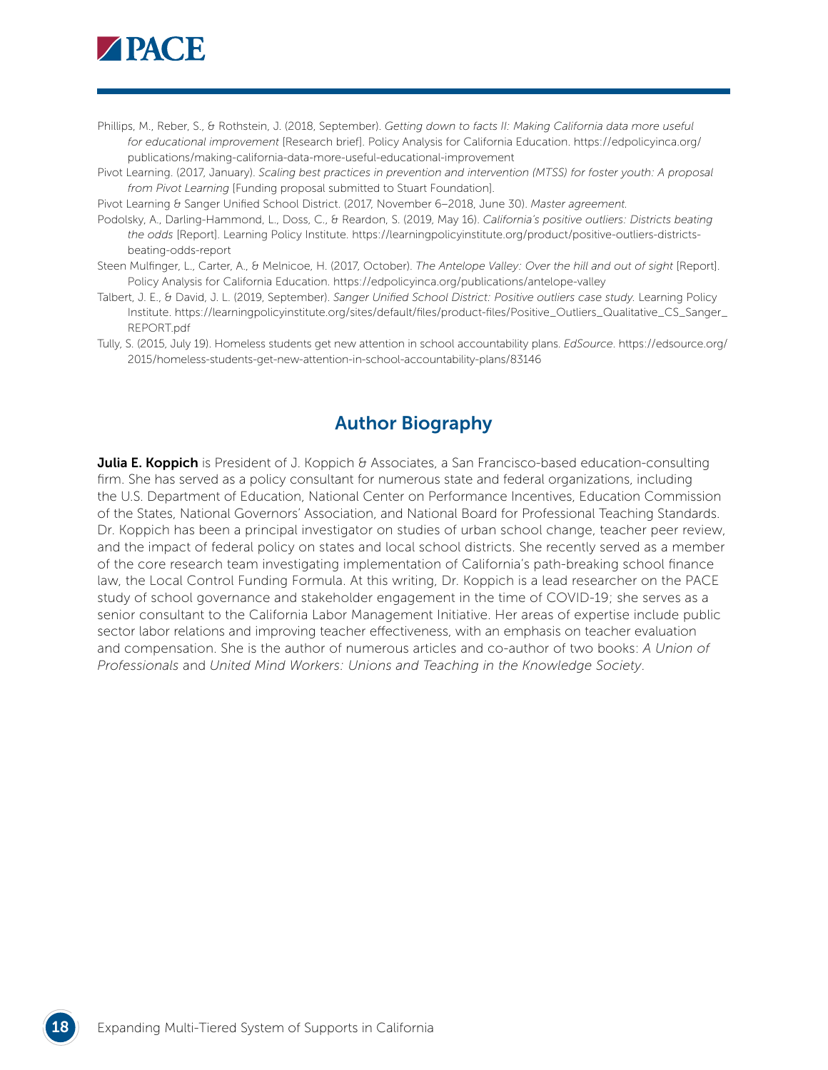Phillips, M., Reber, S., & Rothstein, J. (2018, September). *Getting down to facts II: Making California data more useful for educational improvement* [Research brief]. Policy Analysis for California Education. https://edpolicyinca.org/publications/making-california-data-more-useful-educational-improvement

Pivot Learning. (2017, January). *Scaling best practices in prevention and intervention (MTSS) for foster youth: A proposal from Pivot Learning* [Funding proposal submitted to Stuart Foundation].

Pivot Learning & Sanger Unified School District. (2017, November 6–2018, June 30). *Master agreement.*

Podolsky, A., Darling-Hammond, L., Doss, C., & Reardon, S. (2019, May 16). *California's positive outliers: Districts beating the odds* [Report]. Learning Policy Institute. https://learningpolicyinstitute.org/product/positive-outliers-districts-beating-odds-report

Steen Mulfinger, L., Carter, A., & Melnicoe, H. (2017, October). *The Antelope Valley: Over the hill and out of sight* [Report]. Policy Analysis for California Education. https://edpolicyinca.org/publications/antelope-valley

Talbert, J. E., & David, J. L. (2019, September). *Sanger Unified School District: Positive outliers case study.* Learning Policy Institute. https://learningpolicyinstitute.org/sites/default/files/product-files/Positive_Outliers_Qualitative_CS_Sanger_REPORT.pdf

Tully, S. (2015, July 19). Homeless students get new attention in school accountability plans. *EdSource*. https://edsource.org/2015/homeless-students-get-new-attention-in-school-accountability-plans/83146

## Author Biography

**Julia E. Koppich** is President of J. Koppich & Associates, a San Francisco-based education-consulting firm. She has served as a policy consultant for numerous state and federal organizations, including the U.S. Department of Education, National Center on Performance Incentives, Education Commission of the States, National Governors' Association, and National Board for Professional Teaching Standards. Dr. Koppich has been a principal investigator on studies of urban school change, teacher peer review, and the impact of federal policy on states and local school districts. She recently served as a member of the core research team investigating implementation of California's path-breaking school finance law, the Local Control Funding Formula. At this writing, Dr. Koppich is a lead researcher on the PACE study of school governance and stakeholder engagement in the time of COVID-19; she serves as a senior consultant to the California Labor Management Initiative. Her areas of expertise include public sector labor relations and improving teacher effectiveness, with an emphasis on teacher evaluation and compensation. She is the author of numerous articles and co-author of two books: *A Union of Professionals* and *United Mind Workers: Unions and Teaching in the Knowledge Society*.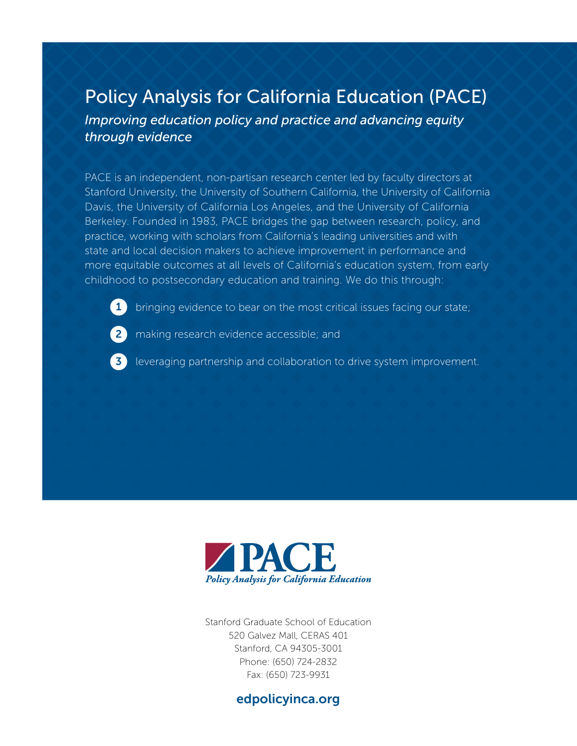# Policy Analysis for California Education (PACE)

*Improving education policy and practice and advancing equity through evidence*

PACE is an independent, non-partisan research center led by faculty directors at Stanford University, the University of Southern California, the University of California Davis, the University of California Los Angeles, and the University of California Berkeley. Founded in 1983, PACE bridges the gap between research, policy, and practice, working with scholars from California's leading universities and with state and local decision makers to achieve improvement in performance and more equitable outcomes at all levels of California's education system, from early childhood to postsecondary education and training. We do this through:

1. bringing evidence to bear on the most critical issues facing our state;
2. making research evidence accessible; and
3. leveraging partnership and collaboration to drive system improvement.

PACE

*Policy Analysis for California Education*

Stanford Graduate School of Education
520 Galvez Mall, CERAS 401
Stanford, CA 94305-3001
Phone: (650) 724-2832
Fax: (650) 723-9931

**edpolicyinca.org**